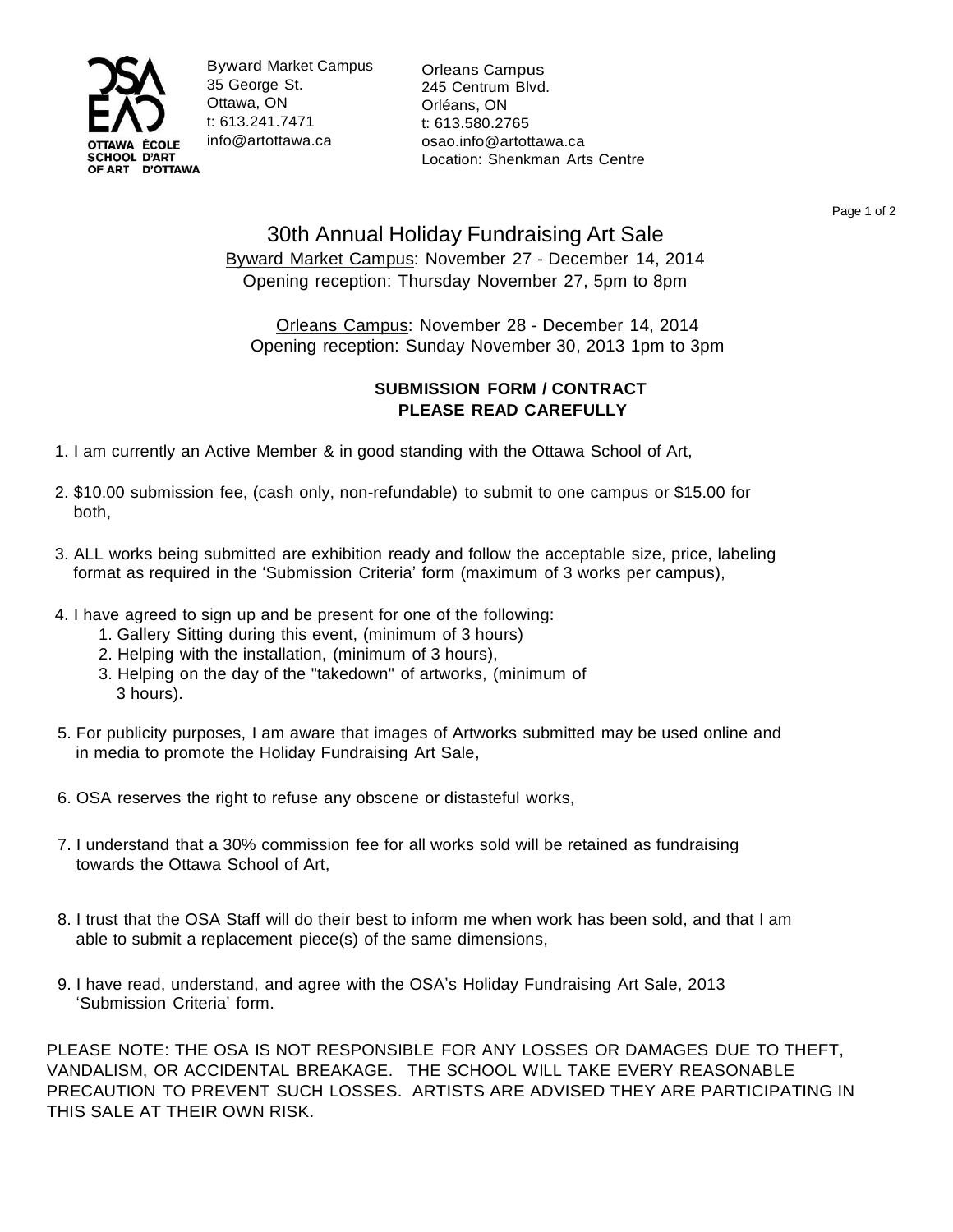OTTAWA SCHOOL OF ART
ÉCOLE D'ART D'OTTAWA

Byward Market Campus
35 George St.
Ottawa, ON
t: 613.241.7471
info@artottawa.ca

Orleans Campus
245 Centrum Blvd.
Orléans, ON
t: 613.580.2765
osao.info@artottawa.ca
Location: Shenkman Arts Centre

# 30th Annual Holiday Fundraising Art Sale

Byward Market Campus: November 27 - December 14, 2014
Opening reception: Thursday November 27, 5pm to 8pm

Orleans Campus: November 28 - December 14, 2014
Opening reception: Sunday November 30, 2013 1pm to 3pm

**SUBMISSION FORM / CONTRACT**
**PLEASE READ CAREFULLY**

1. I am currently an Active Member & in good standing with the Ottawa School of Art,
2. $10.00 submission fee, (cash only, non-refundable) to submit to one campus or $15.00 for both,
3. ALL works being submitted are exhibition ready and follow the acceptable size, price, labeling format as required in the 'Submission Criteria' form (maximum of 3 works per campus),
4. I have agreed to sign up and be present for one of the following:
   1. Gallery Sitting during this event, (minimum of 3 hours)
   2. Helping with the installation, (minimum of 3 hours),
   3. Helping on the day of the "takedown" of artworks, (minimum of 3 hours).
5. For publicity purposes, I am aware that images of Artworks submitted may be used online and in media to promote the Holiday Fundraising Art Sale,
6. OSA reserves the right to refuse any obscene or distasteful works,
7. I understand that a 30% commission fee for all works sold will be retained as fundraising towards the Ottawa School of Art,
8. I trust that the OSA Staff will do their best to inform me when work has been sold, and that I am able to submit a replacement piece(s) of the same dimensions,
9. I have read, understand, and agree with the OSA's Holiday Fundraising Art Sale, 2013 'Submission Criteria' form.

PLEASE NOTE: THE OSA IS NOT RESPONSIBLE FOR ANY LOSSES OR DAMAGES DUE TO THEFT, VANDALISM, OR ACCIDENTAL BREAKAGE. THE SCHOOL WILL TAKE EVERY REASONABLE PRECAUTION TO PREVENT SUCH LOSSES. ARTISTS ARE ADVISED THEY ARE PARTICIPATING IN THIS SALE AT THEIR OWN RISK.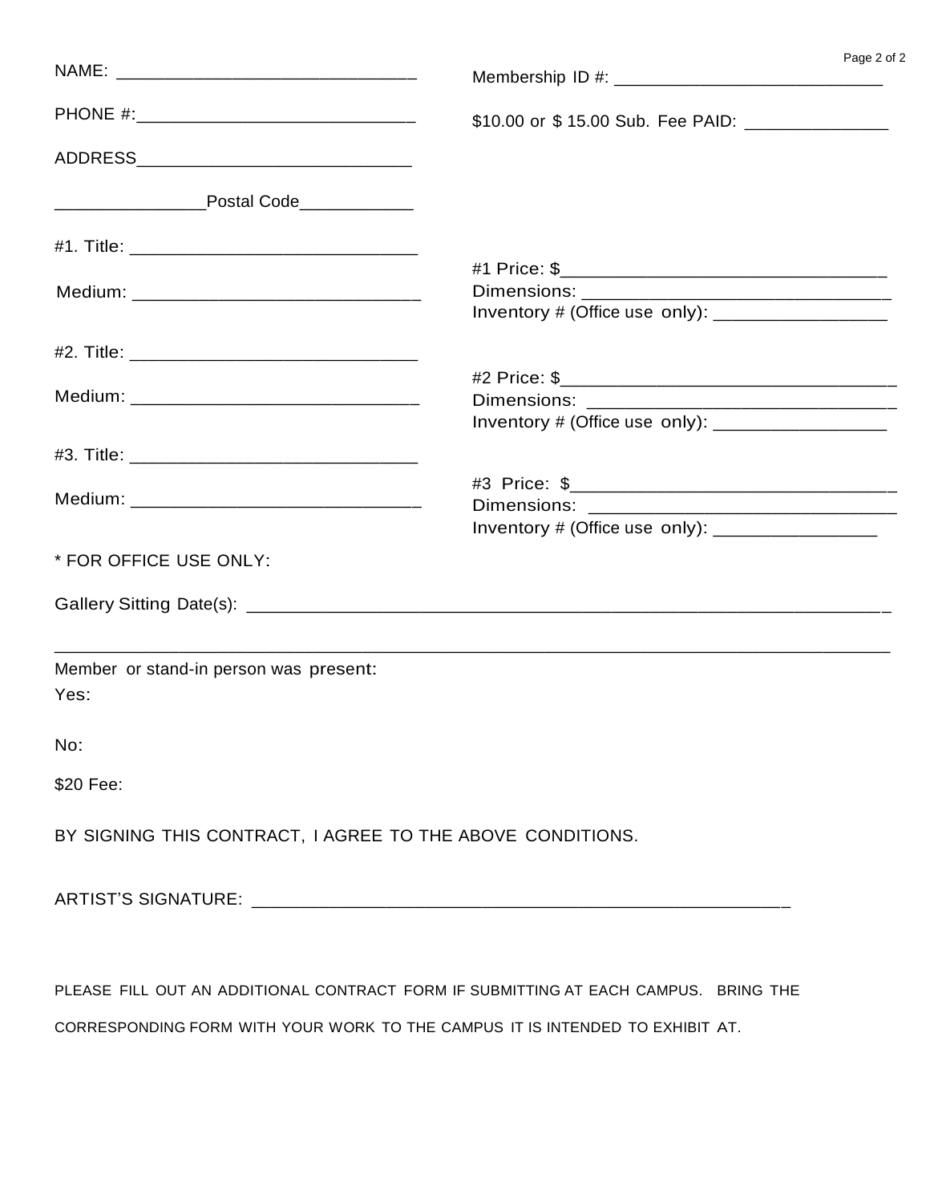NAME: ______________________________

Membership ID #: ___________________________

PHONE #:____________________________

$10.00 or $ 15.00 Sub. Fee PAID: ______________

ADDRESS____________________________

_______________Postal Code___________

#1. Title: ____________________________

Medium: ____________________________

#1 Price: $________________________________

Dimensions: ______________________________

Inventory # (Office use only): ________________

#2. Title: ____________________________

Medium: ____________________________

#2 Price: $_________________________________

Dimensions: _______________________________

Inventory # (Office use only): ________________

#3. Title: ____________________________

Medium: ____________________________

#3 Price: $________________________________

Dimensions: ______________________________

Inventory # (Office use only): _______________

\* FOR OFFICE USE ONLY:

Gallery Sitting Date(s): ______________________________________________________________

______________________________________________________________________________

Member or stand-in person was present:

Yes:

No:

$20 Fee:

BY SIGNING THIS CONTRACT, I AGREE TO THE ABOVE CONDITIONS.

ARTIST'S SIGNATURE: ____________________________________________________

PLEASE FILL OUT AN ADDITIONAL CONTRACT FORM IF SUBMITTING AT EACH CAMPUS. BRING THE CORRESPONDING FORM WITH YOUR WORK TO THE CAMPUS IT IS INTENDED TO EXHIBIT AT.